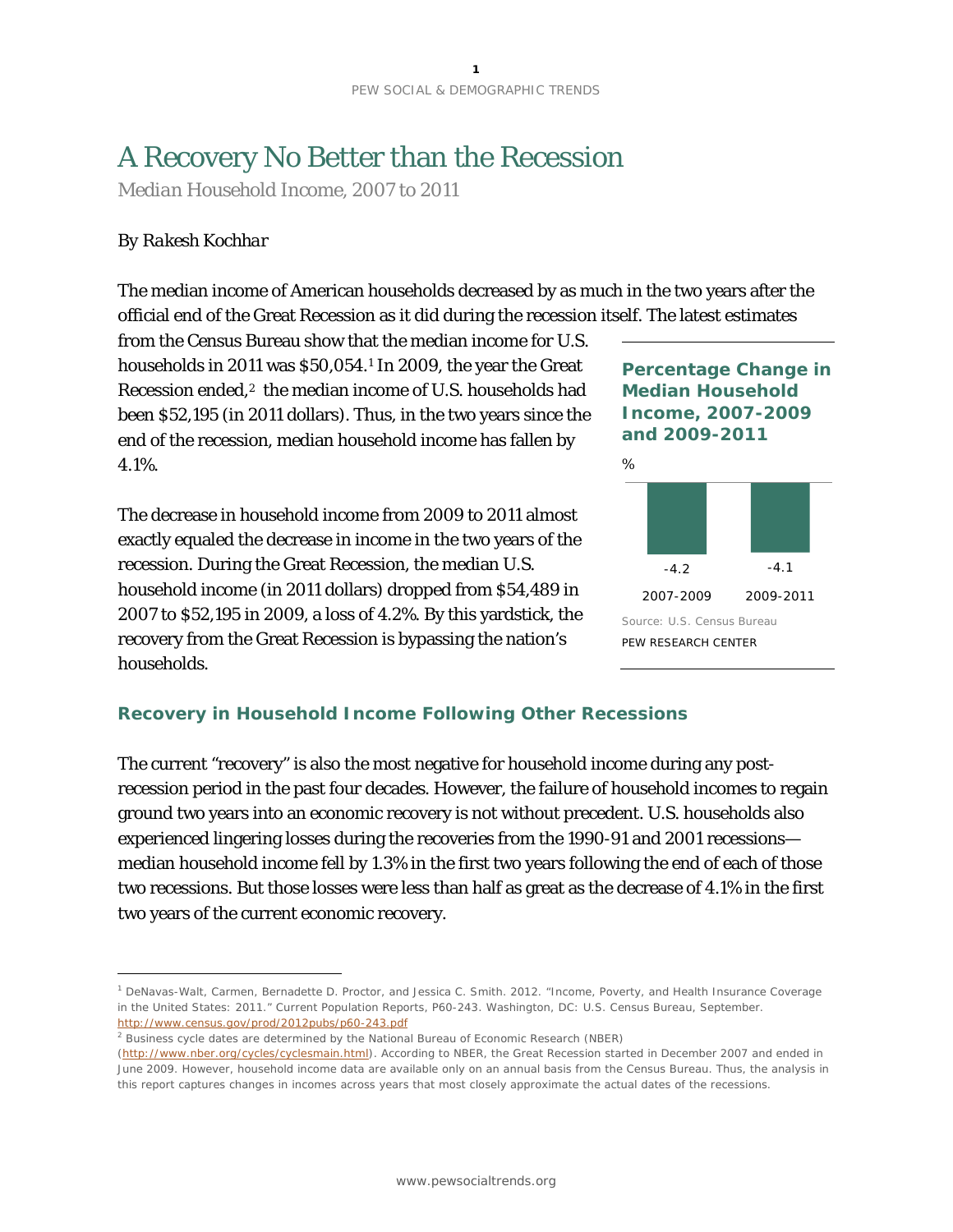# A Recovery No Better than the Recession

*Median Household Income, 2007 to 2011*

*By Rakesh Kochhar*

The median income of American households decreased by as much in the two years after the official end of the Great Recession as it did during the recession itself. The latest estimates from the Census Bureau show that the median income for U.S. households in 2011 was $50,054.[1] In 2009, the year the Great Recession ended,[2] the median income of U.S. households had been $52,195 (in 2011 dollars). Thus, in the two years since the end of the recession, median household income has fallen by 4.1%.

The decrease in household income from 2009 to 2011 almost exactly equaled the decrease in income in the two years of the recession. During the Great Recession, the median U.S. household income (in 2011 dollars) dropped from $54,489 in 2007 to $52,195 in 2009, a loss of 4.2%. By this yardstick, the recovery from the Great Recession is bypassing the nation's households.

**Percentage Change in Median Household Income, 2007-2009 and 2009-2011**

%

| 2007-2009 | 2009-2011 |
|---|---|
| -4.2 | -4.1 |

Source: U.S. Census Bureau

PEW RESEARCH CENTER

## Recovery in Household Income Following Other Recessions

The current "recovery" is also the most negative for household income during any post-recession period in the past four decades. However, the failure of household incomes to regain ground two years into an economic recovery is not without precedent. U.S. households also experienced lingering losses during the recoveries from the 1990-91 and 2001 recessions—median household income fell by 1.3% in the first two years following the end of each of those two recessions. But those losses were less than half as great as the decrease of 4.1% in the first two years of the current economic recovery.

---

[1] DeNavas-Walt, Carmen, Bernadette D. Proctor, and Jessica C. Smith. 2012. "Income, Poverty, and Health Insurance Coverage in the United States: 2011." Current Population Reports, P60-243. Washington, DC: U.S. Census Bureau, September. http://www.census.gov/prod/2012pubs/p60-243.pdf

[2] Business cycle dates are determined by the National Bureau of Economic Research (NBER) (http://www.nber.org/cycles/cyclesmain.html). According to NBER, the Great Recession started in December 2007 and ended in June 2009. However, household income data are available only on an annual basis from the Census Bureau. Thus, the analysis in this report captures changes in incomes across years that most closely approximate the actual dates of the recessions.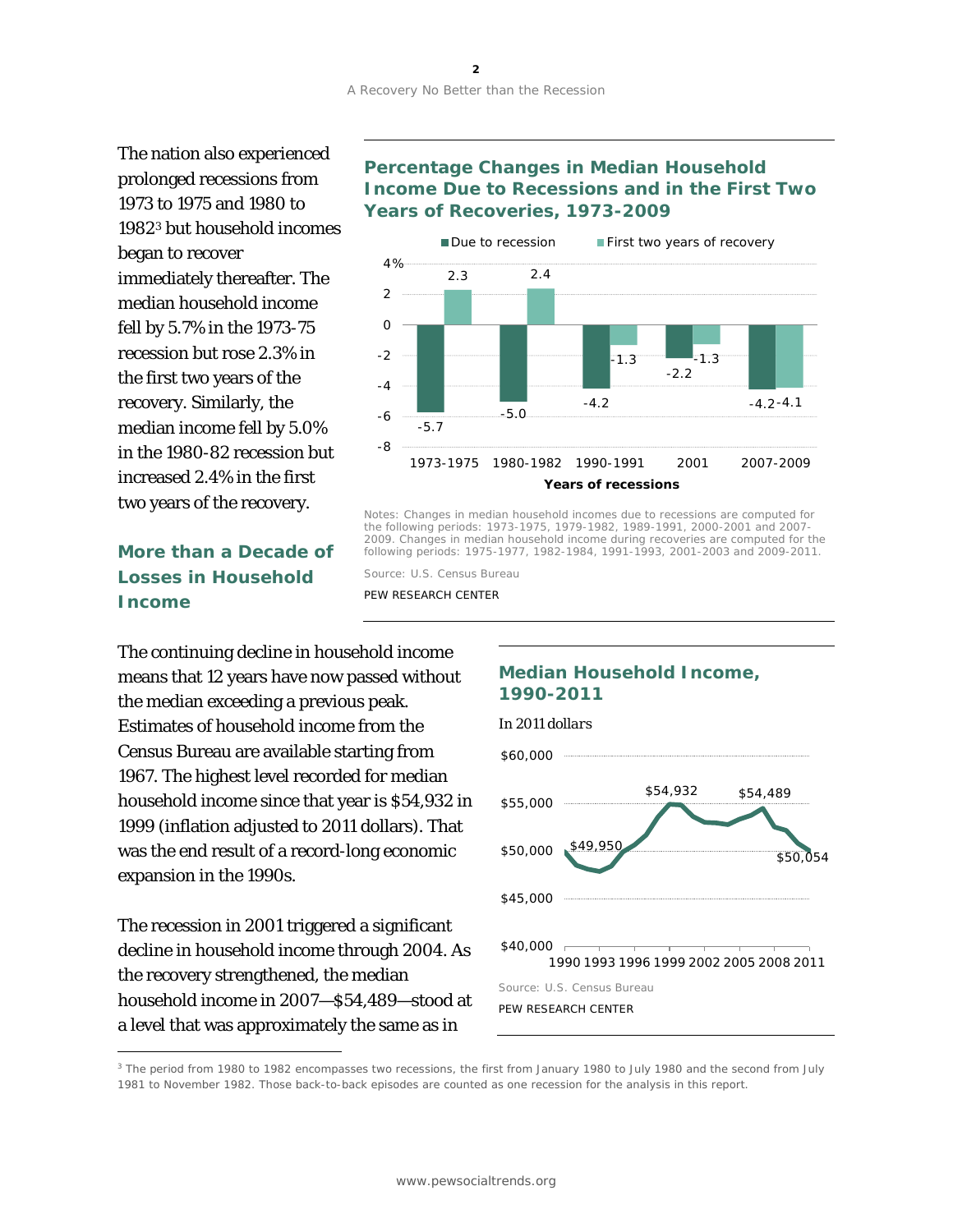The nation also experienced prolonged recessions from 1973 to 1975 and 1980 to 1982[3] but household incomes began to recover immediately thereafter. The median household income fell by 5.7% in the 1973-75 recession but rose 2.3% in the first two years of the recovery. Similarly, the median income fell by 5.0% in the 1980-82 recession but increased 2.4% in the first two years of the recovery.

### Percentage Changes in Median Household Income Due to Recessions and in the First Two Years of Recoveries, 1973-2009

| Years of recessions | Due to recession | First two years of recovery |
|---|---|---|
| 1973-1975 | -5.7 | 2.3 |
| 1980-1982 | -5.0 | 2.4 |
| 1990-1991 | -4.2 | -1.3 |
| 2001 | -2.2 | -1.3 |
| 2007-2009 | -4.2 | -4.1 |

Notes: Changes in median household incomes due to recessions are computed for the following periods: 1973-1975, 1979-1982, 1989-1991, 2000-2001 and 2007-2009. Changes in median household income during recoveries are computed for the following periods: 1975-1977, 1982-1984, 1991-1993, 2001-2003 and 2009-2011.

Source: U.S. Census Bureau

PEW RESEARCH CENTER

## More than a Decade of Losses in Household Income

The continuing decline in household income means that 12 years have now passed without the median exceeding a previous peak. Estimates of household income from the Census Bureau are available starting from 1967. The highest level recorded for median household income since that year is $54,932 in 1999 (inflation adjusted to 2011 dollars). That was the end result of a record-long economic expansion in the 1990s.

### Median Household Income, 1990-2011

In 2011 dollars

Labeled values: 1990: $49,950; 1999: $54,932; 2007: $54,489; 2011: $50,054

Source: U.S. Census Bureau

PEW RESEARCH CENTER

The recession in 2001 triggered a significant decline in household income through 2004. As the recovery strengthened, the median household income in 2007—$54,489—stood at a level that was approximately the same as in

[3] The period from 1980 to 1982 encompasses two recessions, the first from January 1980 to July 1980 and the second from July 1981 to November 1982. Those back-to-back episodes are counted as one recession for the analysis in this report.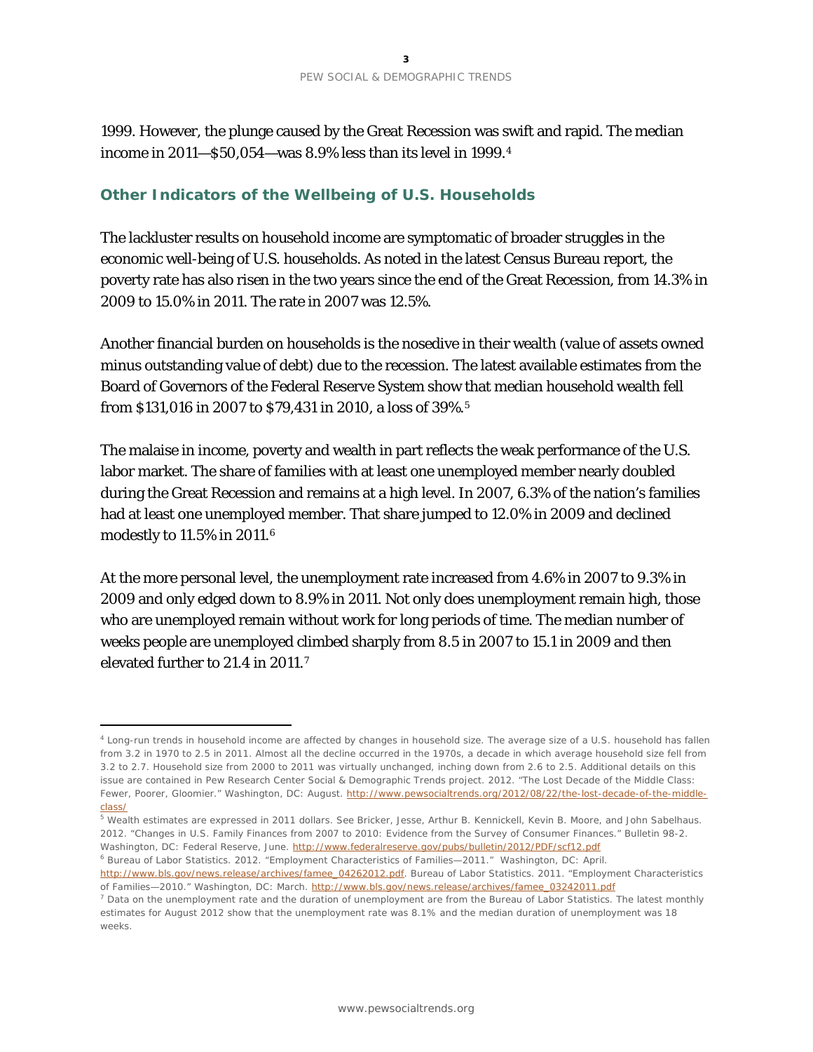1999. However, the plunge caused by the Great Recession was swift and rapid. The median income in 2011—$50,054—was 8.9% less than its level in 1999.[4]

## Other Indicators of the Wellbeing of U.S. Households

The lackluster results on household income are symptomatic of broader struggles in the economic well-being of U.S. households. As noted in the latest Census Bureau report, the poverty rate has also risen in the two years since the end of the Great Recession, from 14.3% in 2009 to 15.0% in 2011. The rate in 2007 was 12.5%.

Another financial burden on households is the nosedive in their wealth (value of assets owned minus outstanding value of debt) due to the recession. The latest available estimates from the Board of Governors of the Federal Reserve System show that median household wealth fell from $131,016 in 2007 to $79,431 in 2010, a loss of 39%.[5]

The malaise in income, poverty and wealth in part reflects the weak performance of the U.S. labor market. The share of families with at least one unemployed member nearly doubled during the Great Recession and remains at a high level. In 2007, 6.3% of the nation's families had at least one unemployed member. That share jumped to 12.0% in 2009 and declined modestly to 11.5% in 2011.[6]

At the more personal level, the unemployment rate increased from 4.6% in 2007 to 9.3% in 2009 and only edged down to 8.9% in 2011. Not only does unemployment remain high, those who are unemployed remain without work for long periods of time. The median number of weeks people are unemployed climbed sharply from 8.5 in 2007 to 15.1 in 2009 and then elevated further to 21.4 in 2011.[7]

---

[4] Long-run trends in household income are affected by changes in household size. The average size of a U.S. household has fallen from 3.2 in 1970 to 2.5 in 2011. Almost all the decline occurred in the 1970s, a decade in which average household size fell from 3.2 to 2.7. Household size from 2000 to 2011 was virtually unchanged, inching down from 2.6 to 2.5. Additional details on this issue are contained in Pew Research Center Social & Demographic Trends project. 2012. "The Lost Decade of the Middle Class: Fewer, Poorer, Gloomier." Washington, DC: August. http://www.pewsocialtrends.org/2012/08/22/the-lost-decade-of-the-middle-class/

[5] Wealth estimates are expressed in 2011 dollars. See Bricker, Jesse, Arthur B. Kennickell, Kevin B. Moore, and John Sabelhaus. 2012. "Changes in U.S. Family Finances from 2007 to 2010: Evidence from the Survey of Consumer Finances." Bulletin 98-2. Washington, DC: Federal Reserve, June. http://www.federalreserve.gov/pubs/bulletin/2012/PDF/scf12.pdf

[6] Bureau of Labor Statistics. 2012. "Employment Characteristics of Families—2011." Washington, DC: April. http://www.bls.gov/news.release/archives/famee_04262012.pdf. Bureau of Labor Statistics. 2011. "Employment Characteristics of Families—2010." Washington, DC: March. http://www.bls.gov/news.release/archives/famee_03242011.pdf

[7] Data on the unemployment rate and the duration of unemployment are from the Bureau of Labor Statistics. The latest monthly estimates for August 2012 show that the unemployment rate was 8.1% and the median duration of unemployment was 18 weeks.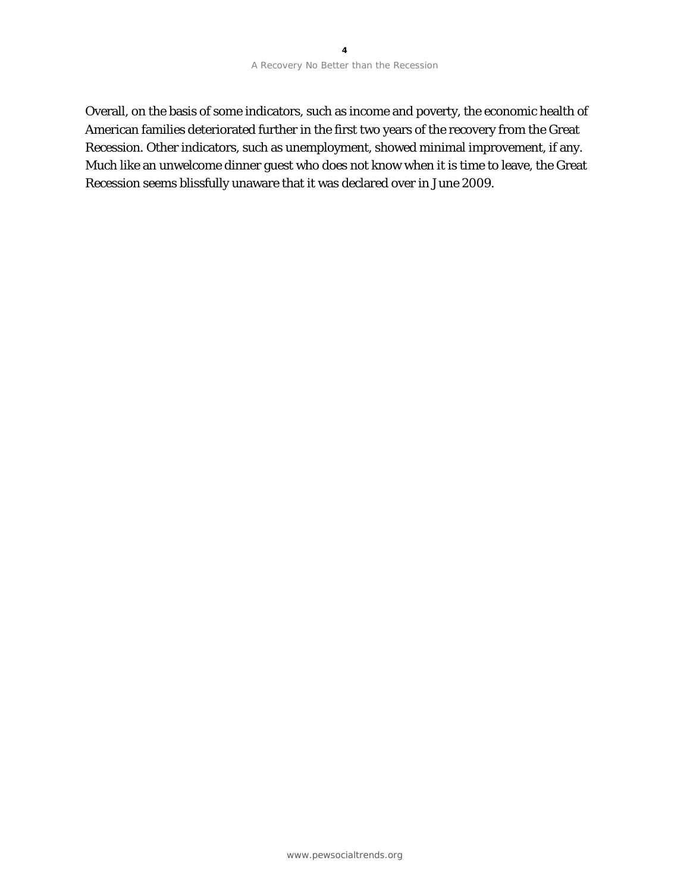Overall, on the basis of some indicators, such as income and poverty, the economic health of American families deteriorated further in the first two years of the recovery from the Great Recession. Other indicators, such as unemployment, showed minimal improvement, if any. Much like an unwelcome dinner guest who does not know when it is time to leave, the Great Recession seems blissfully unaware that it was declared over in June 2009.